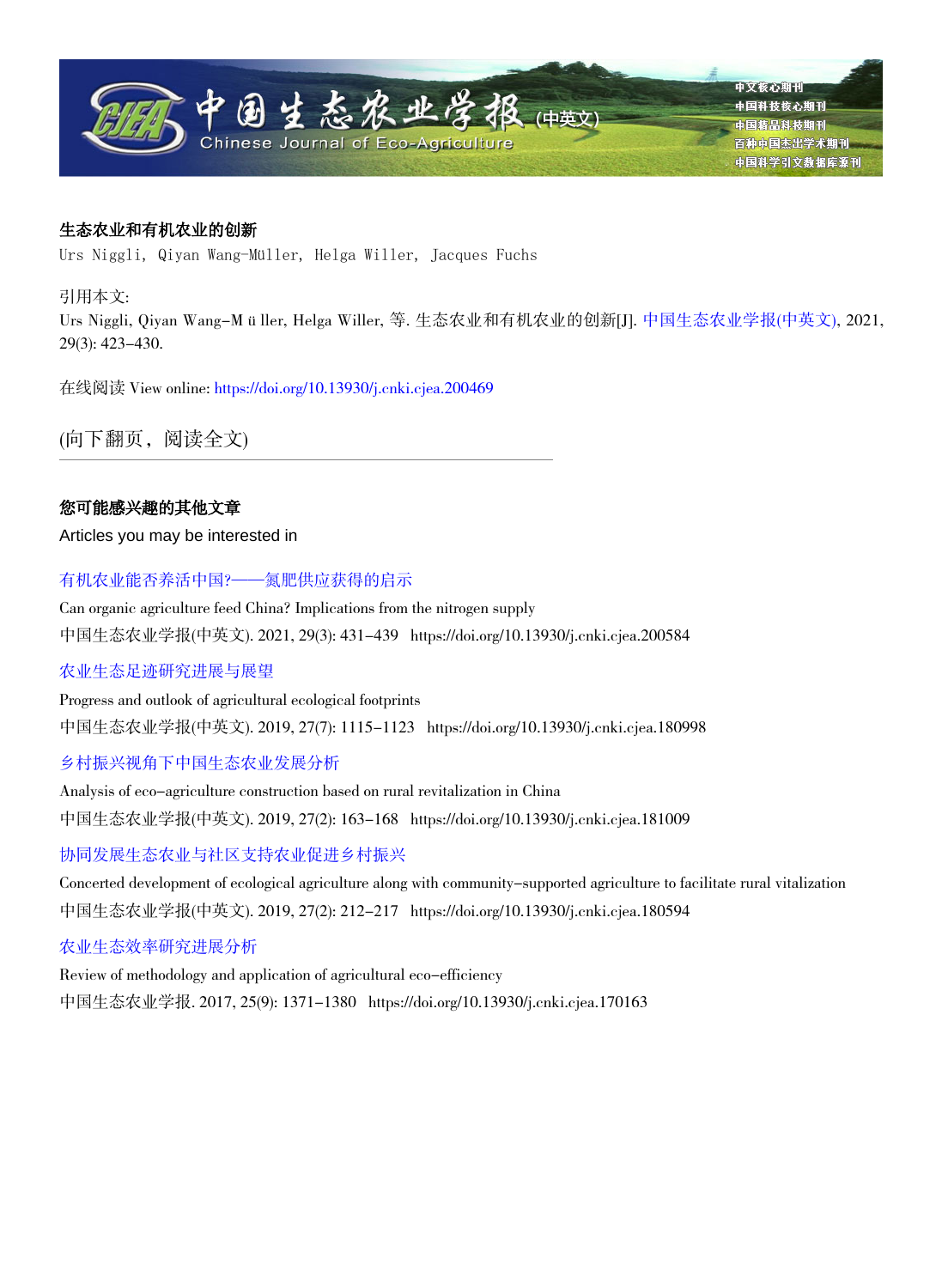# 中国生态农业学报(中英文)

Chinese Journal of Eco-Agriculture

中文核心期刊
中国科技核心期刊
中国精品科技期刊
百种中国杰出学术期刊
中国科学引文数据库源刊

## 生态农业和有机农业的创新

Urs Niggli, Qiyan Wang-Müller, Helga Willer, Jacques Fuchs

引用本文:

Urs Niggli, Qiyan Wang-M ü ller, Helga Willer, 等. 生态农业和有机农业的创新[J]. 中国生态农业学报(中英文), 2021, 29(3): 423−430.

在线阅读 View online: https://doi.org/10.13930/j.cnki.cjea.200469

(向下翻页，阅读全文)

---

## 您可能感兴趣的其他文章

Articles you may be interested in

有机农业能否养活中国?——氮肥供应获得的启示

Can organic agriculture feed China? Implications from the nitrogen supply

中国生态农业学报(中英文). 2021, 29(3): 431−439 https://doi.org/10.13930/j.cnki.cjea.200584

农业生态足迹研究进展与展望

Progress and outlook of agricultural ecological footprints

中国生态农业学报(中英文). 2019, 27(7): 1115−1123 https://doi.org/10.13930/j.cnki.cjea.180998

乡村振兴视角下中国生态农业发展分析

Analysis of eco-agriculture construction based on rural revitalization in China

中国生态农业学报(中英文). 2019, 27(2): 163−168 https://doi.org/10.13930/j.cnki.cjea.181009

协同发展生态农业与社区支持农业促进乡村振兴

Concerted development of ecological agriculture along with community-supported agriculture to facilitate rural vitalization

中国生态农业学报(中英文). 2019, 27(2): 212−217 https://doi.org/10.13930/j.cnki.cjea.180594

农业生态效率研究进展分析

Review of methodology and application of agricultural eco-efficiency

中国生态农业学报. 2017, 25(9): 1371−1380 https://doi.org/10.13930/j.cnki.cjea.170163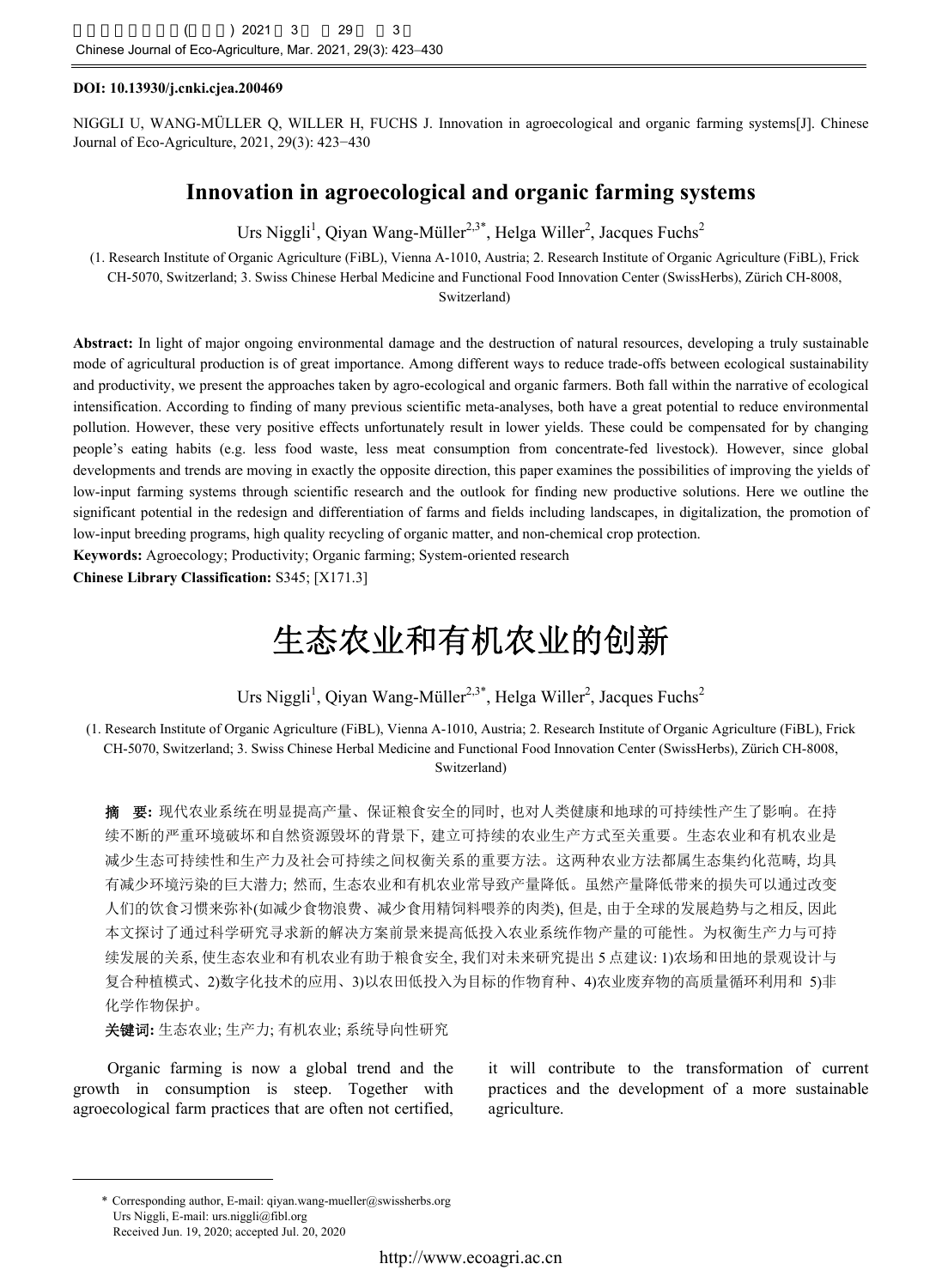**DOI: 10.13930/j.cnki.cjea.200469**

NIGGLI U, WANG-MÜLLER Q, WILLER H, FUCHS J. Innovation in agroecological and organic farming systems[J]. Chinese Journal of Eco-Agriculture, 2021, 29(3): 423−430

# Innovation in agroecological and organic farming systems

Urs Niggli[1], Qiyan Wang-Müller[2,3*], Helga Willer[2], Jacques Fuchs[2]

(1. Research Institute of Organic Agriculture (FiBL), Vienna A-1010, Austria; 2. Research Institute of Organic Agriculture (FiBL), Frick CH-5070, Switzerland; 3. Swiss Chinese Herbal Medicine and Functional Food Innovation Center (SwissHerbs), Zürich CH-8008, Switzerland)

**Abstract:** In light of major ongoing environmental damage and the destruction of natural resources, developing a truly sustainable mode of agricultural production is of great importance. Among different ways to reduce trade-offs between ecological sustainability and productivity, we present the approaches taken by agro-ecological and organic farmers. Both fall within the narrative of ecological intensification. According to finding of many previous scientific meta-analyses, both have a great potential to reduce environmental pollution. However, these very positive effects unfortunately result in lower yields. These could be compensated for by changing people's eating habits (e.g. less food waste, less meat consumption from concentrate-fed livestock). However, since global developments and trends are moving in exactly the opposite direction, this paper examines the possibilities of improving the yields of low-input farming systems through scientific research and the outlook for finding new productive solutions. Here we outline the significant potential in the redesign and differentiation of farms and fields including landscapes, in digitalization, the promotion of low-input breeding programs, high quality recycling of organic matter, and non-chemical crop protection.

**Keywords:** Agroecology; Productivity; Organic farming; System-oriented research

**Chinese Library Classification:** S345; [X171.3]

# 生态农业和有机农业的创新

Urs Niggli[1], Qiyan Wang-Müller[2,3*], Helga Willer[2], Jacques Fuchs[2]

(1. Research Institute of Organic Agriculture (FiBL), Vienna A-1010, Austria; 2. Research Institute of Organic Agriculture (FiBL), Frick CH-5070, Switzerland; 3. Swiss Chinese Herbal Medicine and Functional Food Innovation Center (SwissHerbs), Zürich CH-8008, Switzerland)

**摘　要:** 现代农业系统在明显提高产量、保证粮食安全的同时, 也对人类健康和地球的可持续性产生了影响。在持续不断的严重环境破坏和自然资源毁坏的背景下, 建立可持续的农业生产方式至关重要。生态农业和有机农业是减少生态可持续性和生产力及社会可持续之间权衡关系的重要方法。这两种农业方法都属生态集约化范畴, 均具有减少环境污染的巨大潜力; 然而, 生态农业和有机农业常导致产量降低。虽然产量降低带来的损失可以通过改变人们的饮食习惯来弥补(如减少食物浪费、减少食用精饲料喂养的肉类), 但是, 由于全球的发展趋势与之相反, 因此本文探讨了通过科学研究寻求新的解决方案前景来提高低投入农业系统作物产量的可能性。为权衡生产力与可持续发展的关系, 使生态农业和有机农业有助于粮食安全, 我们对未来研究提出 5 点建议: 1)农场和田地的景观设计与复合种植模式、2)数字化技术的应用、3)以农田低投入为目标的作物育种、4)农业废弃物的高质量循环利用和 5)非化学作物保护。

**关键词:** 生态农业; 生产力; 有机农业; 系统导向性研究

Organic farming is now a global trend and the growth in consumption is steep. Together with agroecological farm practices that are often not certified, it will contribute to the transformation of current practices and the development of a more sustainable agriculture.

\* Corresponding author, E-mail: qiyan.wang-mueller@swissherbs.org
Urs Niggli, E-mail: urs.niggli@fibl.org
Received Jun. 19, 2020; accepted Jul. 20, 2020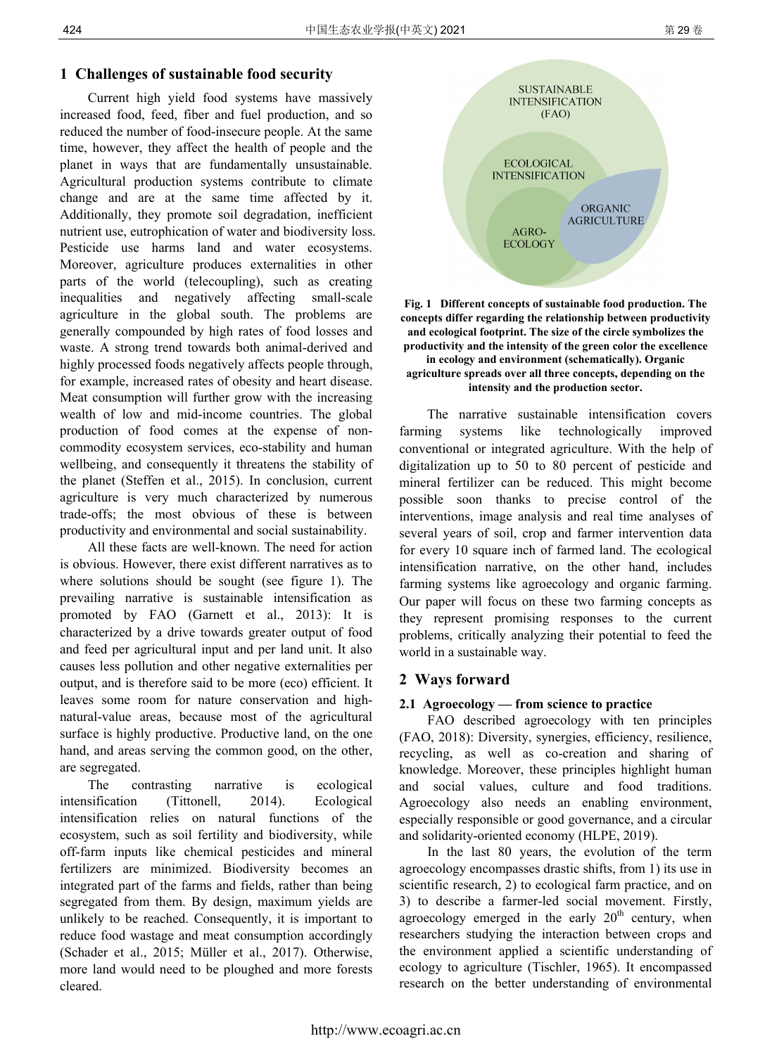## 1 Challenges of sustainable food security

Current high yield food systems have massively increased food, feed, fiber and fuel production, and so reduced the number of food-insecure people. At the same time, however, they affect the health of people and the planet in ways that are fundamentally unsustainable. Agricultural production systems contribute to climate change and are at the same time affected by it. Additionally, they promote soil degradation, inefficient nutrient use, eutrophication of water and biodiversity loss. Pesticide use harms land and water ecosystems. Moreover, agriculture produces externalities in other parts of the world (telecoupling), such as creating inequalities and negatively affecting small-scale agriculture in the global south. The problems are generally compounded by high rates of food losses and waste. A strong trend towards both animal-derived and highly processed foods negatively affects people through, for example, increased rates of obesity and heart disease. Meat consumption will further grow with the increasing wealth of low and mid-income countries. The global production of food comes at the expense of non-commodity ecosystem services, eco-stability and human wellbeing, and consequently it threatens the stability of the planet (Steffen et al., 2015). In conclusion, current agriculture is very much characterized by numerous trade-offs; the most obvious of these is between productivity and environmental and social sustainability.

All these facts are well-known. The need for action is obvious. However, there exist different narratives as to where solutions should be sought (see figure 1). The prevailing narrative is sustainable intensification as promoted by FAO (Garnett et al., 2013): It is characterized by a drive towards greater output of food and feed per agricultural input and per land unit. It also causes less pollution and other negative externalities per output, and is therefore said to be more (eco) efficient. It leaves some room for nature conservation and high-natural-value areas, because most of the agricultural surface is highly productive. Productive land, on the one hand, and areas serving the common good, on the other, are segregated.

The contrasting narrative is ecological intensification (Tittonell, 2014). Ecological intensification relies on natural functions of the ecosystem, such as soil fertility and biodiversity, while off-farm inputs like chemical pesticides and mineral fertilizers are minimized. Biodiversity becomes an integrated part of the farms and fields, rather than being segregated from them. By design, maximum yields are unlikely to be reached. Consequently, it is important to reduce food wastage and meat consumption accordingly (Schader et al., 2015; Müller et al., 2017). Otherwise, more land would need to be ploughed and more forests cleared.

SUSTAINABLE INTENSIFICATION (FAO)

ECOLOGICAL INTENSIFICATION

ORGANIC AGRICULTURE

AGRO-ECOLOGY

**Fig. 1 Different concepts of sustainable food production. The concepts differ regarding the relationship between productivity and ecological footprint. The size of the circle symbolizes the productivity and the intensity of the green color the excellence in ecology and environment (schematically). Organic agriculture spreads over all three concepts, depending on the intensity and the production sector.**

The narrative sustainable intensification covers farming systems like technologically improved conventional or integrated agriculture. With the help of digitalization up to 50 to 80 percent of pesticide and mineral fertilizer can be reduced. This might become possible soon thanks to precise control of the interventions, image analysis and real time analyses of several years of soil, crop and farmer intervention data for every 10 square inch of farmed land. The ecological intensification narrative, on the other hand, includes farming systems like agroecology and organic farming. Our paper will focus on these two farming concepts as they represent promising responses to the current problems, critically analyzing their potential to feed the world in a sustainable way.

## 2 Ways forward

### 2.1 Agroecology — from science to practice

FAO described agroecology with ten principles (FAO, 2018): Diversity, synergies, efficiency, resilience, recycling, as well as co-creation and sharing of knowledge. Moreover, these principles highlight human and social values, culture and food traditions. Agroecology also needs an enabling environment, especially responsible or good governance, and a circular and solidarity-oriented economy (HLPE, 2019).

In the last 80 years, the evolution of the term agroecology encompasses drastic shifts, from 1) its use in scientific research, 2) to ecological farm practice, and on 3) to describe a farmer-led social movement. Firstly, agroecology emerged in the early 20th century, when researchers studying the interaction between crops and the environment applied a scientific understanding of ecology to agriculture (Tischler, 1965). It encompassed research on the better understanding of environmental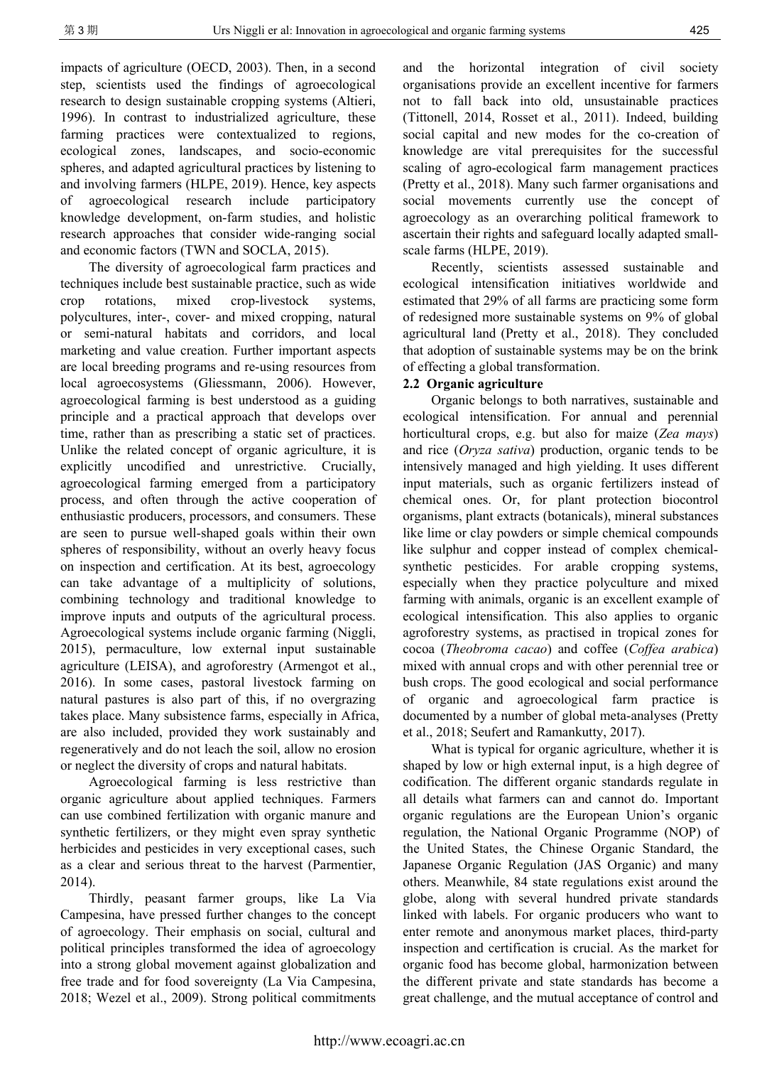impacts of agriculture (OECD, 2003). Then, in a second step, scientists used the findings of agroecological research to design sustainable cropping systems (Altieri, 1996). In contrast to industrialized agriculture, these farming practices were contextualized to regions, ecological zones, landscapes, and socio-economic spheres, and adapted agricultural practices by listening to and involving farmers (HLPE, 2019). Hence, key aspects of agroecological research include participatory knowledge development, on-farm studies, and holistic research approaches that consider wide-ranging social and economic factors (TWN and SOCLA, 2015).

The diversity of agroecological farm practices and techniques include best sustainable practice, such as wide crop rotations, mixed crop-livestock systems, polycultures, inter-, cover- and mixed cropping, natural or semi-natural habitats and corridors, and local marketing and value creation. Further important aspects are local breeding programs and re-using resources from local agroecosystems (Gliessmann, 2006). However, agroecological farming is best understood as a guiding principle and a practical approach that develops over time, rather than as prescribing a static set of practices. Unlike the related concept of organic agriculture, it is explicitly uncodified and unrestrictive. Crucially, agroecological farming emerged from a participatory process, and often through the active cooperation of enthusiastic producers, processors, and consumers. These are seen to pursue well-shaped goals within their own spheres of responsibility, without an overly heavy focus on inspection and certification. At its best, agroecology can take advantage of a multiplicity of solutions, combining technology and traditional knowledge to improve inputs and outputs of the agricultural process. Agroecological systems include organic farming (Niggli, 2015), permaculture, low external input sustainable agriculture (LEISA), and agroforestry (Armengot et al., 2016). In some cases, pastoral livestock farming on natural pastures is also part of this, if no overgrazing takes place. Many subsistence farms, especially in Africa, are also included, provided they work sustainably and regeneratively and do not leach the soil, allow no erosion or neglect the diversity of crops and natural habitats.

Agroecological farming is less restrictive than organic agriculture about applied techniques. Farmers can use combined fertilization with organic manure and synthetic fertilizers, or they might even spray synthetic herbicides and pesticides in very exceptional cases, such as a clear and serious threat to the harvest (Parmentier, 2014).

Thirdly, peasant farmer groups, like La Via Campesina, have pressed further changes to the concept of agroecology. Their emphasis on social, cultural and political principles transformed the idea of agroecology into a strong global movement against globalization and free trade and for food sovereignty (La Via Campesina, 2018; Wezel et al., 2009). Strong political commitments and the horizontal integration of civil society organisations provide an excellent incentive for farmers not to fall back into old, unsustainable practices (Tittonell, 2014, Rosset et al., 2011). Indeed, building social capital and new modes for the co-creation of knowledge are vital prerequisites for the successful scaling of agro-ecological farm management practices (Pretty et al., 2018). Many such farmer organisations and social movements currently use the concept of agroecology as an overarching political framework to ascertain their rights and safeguard locally adapted small-scale farms (HLPE, 2019).

Recently, scientists assessed sustainable and ecological intensification initiatives worldwide and estimated that 29% of all farms are practicing some form of redesigned more sustainable systems on 9% of global agricultural land (Pretty et al., 2018). They concluded that adoption of sustainable systems may be on the brink of effecting a global transformation.

### 2.2 Organic agriculture

Organic belongs to both narratives, sustainable and ecological intensification. For annual and perennial horticultural crops, e.g. but also for maize (*Zea mays*) and rice (*Oryza sativa*) production, organic tends to be intensively managed and high yielding. It uses different input materials, such as organic fertilizers instead of chemical ones. Or, for plant protection biocontrol organisms, plant extracts (botanicals), mineral substances like lime or clay powders or simple chemical compounds like sulphur and copper instead of complex chemical-synthetic pesticides. For arable cropping systems, especially when they practice polyculture and mixed farming with animals, organic is an excellent example of ecological intensification. This also applies to organic agroforestry systems, as practised in tropical zones for cocoa (*Theobroma cacao*) and coffee (*Coffea arabica*) mixed with annual crops and with other perennial tree or bush crops. The good ecological and social performance of organic and agroecological farm practice is documented by a number of global meta-analyses (Pretty et al., 2018; Seufert and Ramankutty, 2017).

What is typical for organic agriculture, whether it is shaped by low or high external input, is a high degree of codification. The different organic standards regulate in all details what farmers can and cannot do. Important organic regulations are the European Union's organic regulation, the National Organic Programme (NOP) of the United States, the Chinese Organic Standard, the Japanese Organic Regulation (JAS Organic) and many others. Meanwhile, 84 state regulations exist around the globe, along with several hundred private standards linked with labels. For organic producers who want to enter remote and anonymous market places, third-party inspection and certification is crucial. As the market for organic food has become global, harmonization between the different private and state standards has become a great challenge, and the mutual acceptance of control and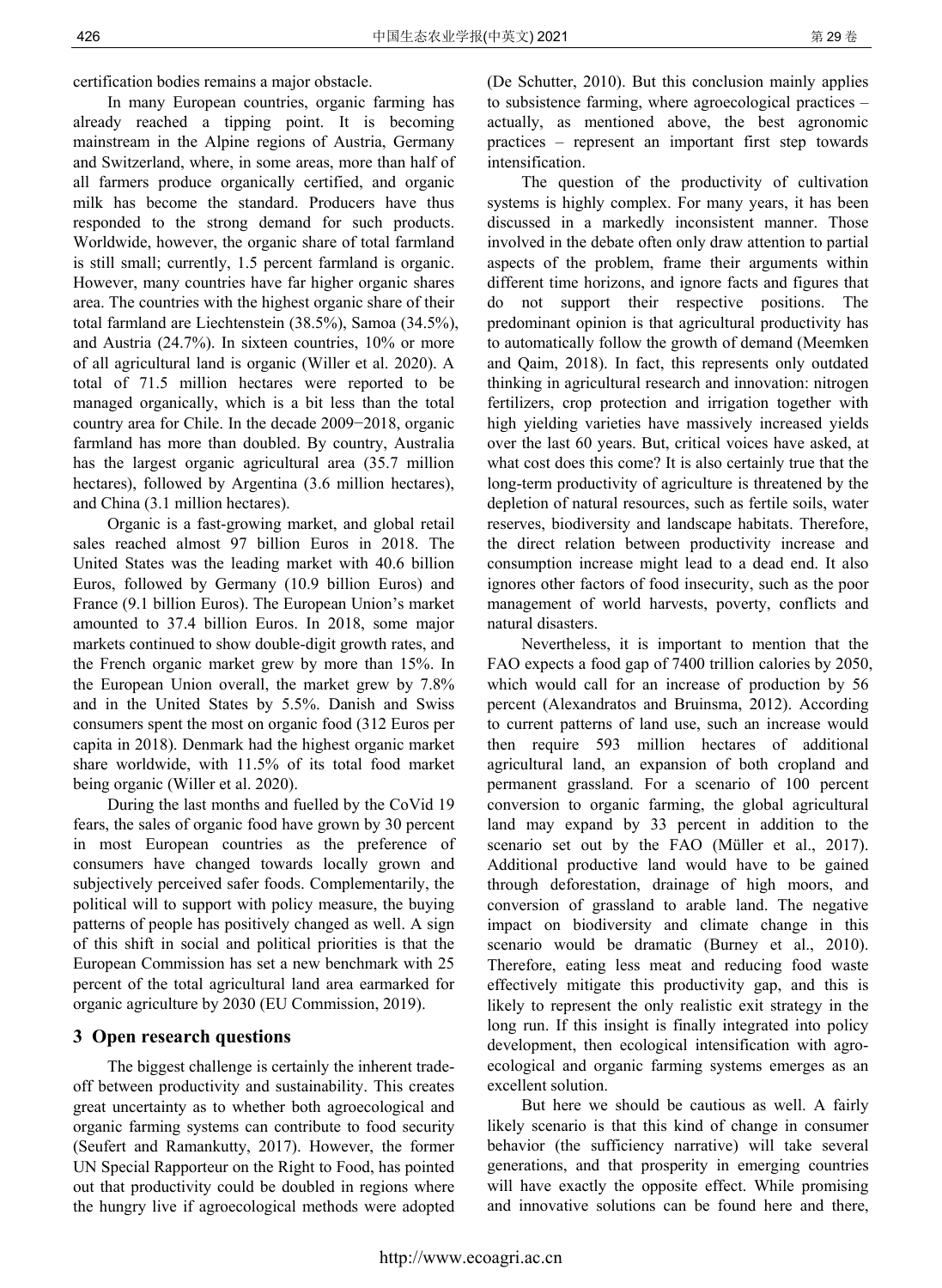certification bodies remains a major obstacle.

In many European countries, organic farming has already reached a tipping point. It is becoming mainstream in the Alpine regions of Austria, Germany and Switzerland, where, in some areas, more than half of all farmers produce organically certified, and organic milk has become the standard. Producers have thus responded to the strong demand for such products. Worldwide, however, the organic share of total farmland is still small; currently, 1.5 percent farmland is organic. However, many countries have far higher organic shares area. The countries with the highest organic share of their total farmland are Liechtenstein (38.5%), Samoa (34.5%), and Austria (24.7%). In sixteen countries, 10% or more of all agricultural land is organic (Willer et al. 2020). A total of 71.5 million hectares were reported to be managed organically, which is a bit less than the total country area for Chile. In the decade 2009−2018, organic farmland has more than doubled. By country, Australia has the largest organic agricultural area (35.7 million hectares), followed by Argentina (3.6 million hectares), and China (3.1 million hectares).

Organic is a fast-growing market, and global retail sales reached almost 97 billion Euros in 2018. The United States was the leading market with 40.6 billion Euros, followed by Germany (10.9 billion Euros) and France (9.1 billion Euros). The European Union's market amounted to 37.4 billion Euros. In 2018, some major markets continued to show double-digit growth rates, and the French organic market grew by more than 15%. In the European Union overall, the market grew by 7.8% and in the United States by 5.5%. Danish and Swiss consumers spent the most on organic food (312 Euros per capita in 2018). Denmark had the highest organic market share worldwide, with 11.5% of its total food market being organic (Willer et al. 2020).

During the last months and fuelled by the CoVid 19 fears, the sales of organic food have grown by 30 percent in most European countries as the preference of consumers have changed towards locally grown and subjectively perceived safer foods. Complementarily, the political will to support with policy measure, the buying patterns of people has positively changed as well. A sign of this shift in social and political priorities is that the European Commission has set a new benchmark with 25 percent of the total agricultural land area earmarked for organic agriculture by 2030 (EU Commission, 2019).

## 3 Open research questions

The biggest challenge is certainly the inherent trade-off between productivity and sustainability. This creates great uncertainty as to whether both agroecological and organic farming systems can contribute to food security (Seufert and Ramankutty, 2017). However, the former UN Special Rapporteur on the Right to Food, has pointed out that productivity could be doubled in regions where the hungry live if agroecological methods were adopted (De Schutter, 2010). But this conclusion mainly applies to subsistence farming, where agroecological practices – actually, as mentioned above, the best agronomic practices – represent an important first step towards intensification.

The question of the productivity of cultivation systems is highly complex. For many years, it has been discussed in a markedly inconsistent manner. Those involved in the debate often only draw attention to partial aspects of the problem, frame their arguments within different time horizons, and ignore facts and figures that do not support their respective positions. The predominant opinion is that agricultural productivity has to automatically follow the growth of demand (Meemken and Qaim, 2018). In fact, this represents only outdated thinking in agricultural research and innovation: nitrogen fertilizers, crop protection and irrigation together with high yielding varieties have massively increased yields over the last 60 years. But, critical voices have asked, at what cost does this come? It is also certainly true that the long-term productivity of agriculture is threatened by the depletion of natural resources, such as fertile soils, water reserves, biodiversity and landscape habitats. Therefore, the direct relation between productivity increase and consumption increase might lead to a dead end. It also ignores other factors of food insecurity, such as the poor management of world harvests, poverty, conflicts and natural disasters.

Nevertheless, it is important to mention that the FAO expects a food gap of 7400 trillion calories by 2050, which would call for an increase of production by 56 percent (Alexandratos and Bruinsma, 2012). According to current patterns of land use, such an increase would then require 593 million hectares of additional agricultural land, an expansion of both cropland and permanent grassland. For a scenario of 100 percent conversion to organic farming, the global agricultural land may expand by 33 percent in addition to the scenario set out by the FAO (Müller et al., 2017). Additional productive land would have to be gained through deforestation, drainage of high moors, and conversion of grassland to arable land. The negative impact on biodiversity and climate change in this scenario would be dramatic (Burney et al., 2010). Therefore, eating less meat and reducing food waste effectively mitigate this productivity gap, and this is likely to represent the only realistic exit strategy in the long run. If this insight is finally integrated into policy development, then ecological intensification with agro-ecological and organic farming systems emerges as an excellent solution.

But here we should be cautious as well. A fairly likely scenario is that this kind of change in consumer behavior (the sufficiency narrative) will take several generations, and that prosperity in emerging countries will have exactly the opposite effect. While promising and innovative solutions can be found here and there,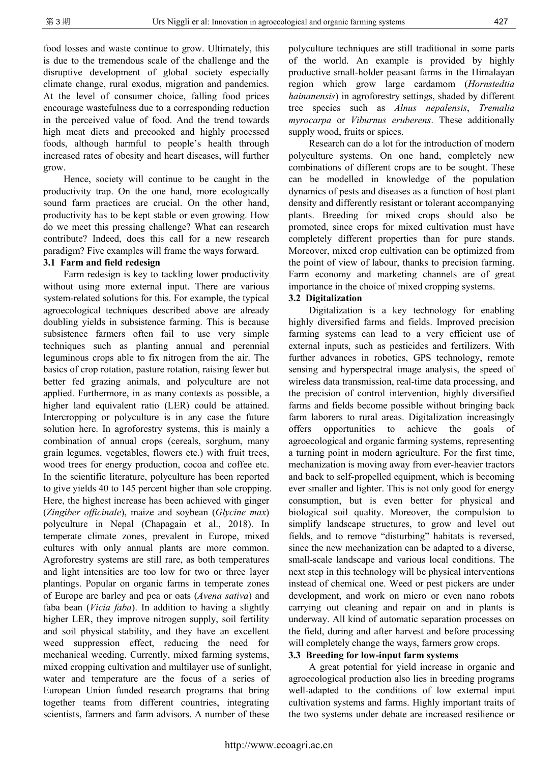food losses and waste continue to grow. Ultimately, this is due to the tremendous scale of the challenge and the disruptive development of global society especially climate change, rural exodus, migration and pandemics. At the level of consumer choice, falling food prices encourage wastefulness due to a corresponding reduction in the perceived value of food. And the trend towards high meat diets and precooked and highly processed foods, although harmful to people's health through increased rates of obesity and heart diseases, will further grow.

Hence, society will continue to be caught in the productivity trap. On the one hand, more ecologically sound farm practices are crucial. On the other hand, productivity has to be kept stable or even growing. How do we meet this pressing challenge? What can research contribute? Indeed, does this call for a new research paradigm? Five examples will frame the ways forward.

### 3.1 Farm and field redesign

Farm redesign is key to tackling lower productivity without using more external input. There are various system-related solutions for this. For example, the typical agroecological techniques described above are already doubling yields in subsistence farming. This is because subsistence farmers often fail to use very simple techniques such as planting annual and perennial leguminous crops able to fix nitrogen from the air. The basics of crop rotation, pasture rotation, raising fewer but better fed grazing animals, and polyculture are not applied. Furthermore, in as many contexts as possible, a higher land equivalent ratio (LER) could be attained. Intercropping or polyculture is in any case the future solution here. In agroforestry systems, this is mainly a combination of annual crops (cereals, sorghum, many grain legumes, vegetables, flowers etc.) with fruit trees, wood trees for energy production, cocoa and coffee etc. In the scientific literature, polyculture has been reported to give yields 40 to 145 percent higher than sole cropping. Here, the highest increase has been achieved with ginger (*Zingiber officinale*), maize and soybean (*Glycine max*) polyculture in Nepal (Chapagain et al., 2018). In temperate climate zones, prevalent in Europe, mixed cultures with only annual plants are more common. Agroforestry systems are still rare, as both temperatures and light intensities are too low for two or three layer plantings. Popular on organic farms in temperate zones of Europe are barley and pea or oats (*Avena sativa*) and faba bean (*Vicia faba*). In addition to having a slightly higher LER, they improve nitrogen supply, soil fertility and soil physical stability, and they have an excellent weed suppression effect, reducing the need for mechanical weeding. Currently, mixed farming systems, mixed cropping cultivation and multilayer use of sunlight, water and temperature are the focus of a series of European Union funded research programs that bring together teams from different countries, integrating scientists, farmers and farm advisors. A number of these polyculture techniques are still traditional in some parts of the world. An example is provided by highly productive small-holder peasant farms in the Himalayan region which grow large cardamom (*Hornstedtia hainanensis*) in agroforestry settings, shaded by different tree species such as *Alnus nepalensis*, *Tremalia myrocarpa* or *Viburnus eruberens*. These additionally supply wood, fruits or spices.

Research can do a lot for the introduction of modern polyculture systems. On one hand, completely new combinations of different crops are to be sought. These can be modelled in knowledge of the population dynamics of pests and diseases as a function of host plant density and differently resistant or tolerant accompanying plants. Breeding for mixed crops should also be promoted, since crops for mixed cultivation must have completely different properties than for pure stands. Moreover, mixed crop cultivation can be optimized from the point of view of labour, thanks to precision farming. Farm economy and marketing channels are of great importance in the choice of mixed cropping systems.

### 3.2 Digitalization

Digitalization is a key technology for enabling highly diversified farms and fields. Improved precision farming systems can lead to a very efficient use of external inputs, such as pesticides and fertilizers. With further advances in robotics, GPS technology, remote sensing and hyperspectral image analysis, the speed of wireless data transmission, real-time data processing, and the precision of control intervention, highly diversified farms and fields become possible without bringing back farm laborers to rural areas. Digitalization increasingly offers opportunities to achieve the goals of agroecological and organic farming systems, representing a turning point in modern agriculture. For the first time, mechanization is moving away from ever-heavier tractors and back to self-propelled equipment, which is becoming ever smaller and lighter. This is not only good for energy consumption, but is even better for physical and biological soil quality. Moreover, the compulsion to simplify landscape structures, to grow and level out fields, and to remove "disturbing" habitats is reversed, since the new mechanization can be adapted to a diverse, small-scale landscape and various local conditions. The next step in this technology will be physical interventions instead of chemical one. Weed or pest pickers are under development, and work on micro or even nano robots carrying out cleaning and repair on and in plants is underway. All kind of automatic separation processes on the field, during and after harvest and before processing will completely change the ways, farmers grow crops.

### 3.3 Breeding for low-input farm systems

A great potential for yield increase in organic and agroecological production also lies in breeding programs well-adapted to the conditions of low external input cultivation systems and farms. Highly important traits of the two systems under debate are increased resilience or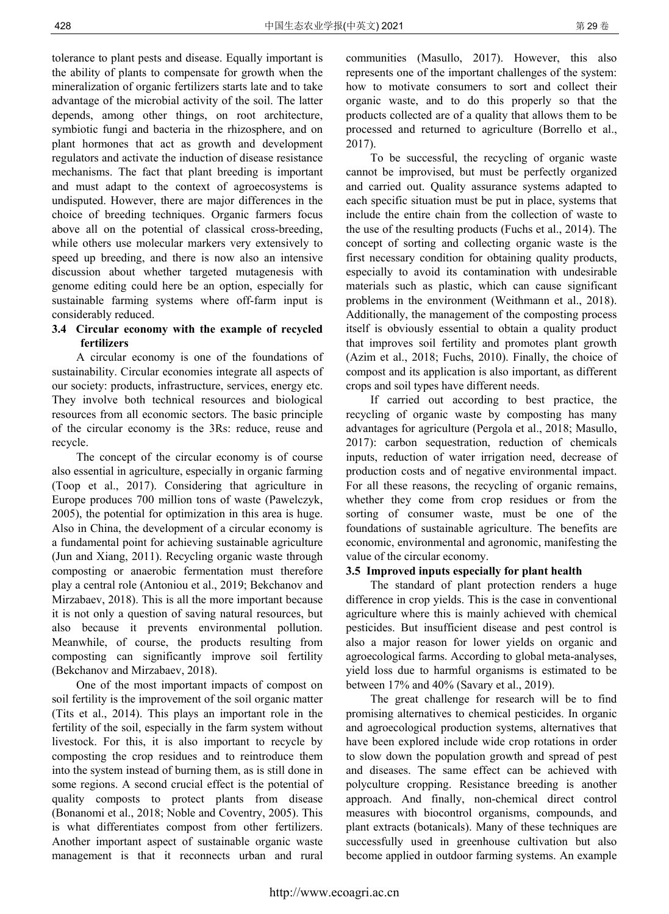tolerance to plant pests and disease. Equally important is the ability of plants to compensate for growth when the mineralization of organic fertilizers starts late and to take advantage of the microbial activity of the soil. The latter depends, among other things, on root architecture, symbiotic fungi and bacteria in the rhizosphere, and on plant hormones that act as growth and development regulators and activate the induction of disease resistance mechanisms. The fact that plant breeding is important and must adapt to the context of agroecosystems is undisputed. However, there are major differences in the choice of breeding techniques. Organic farmers focus above all on the potential of classical cross-breeding, while others use molecular markers very extensively to speed up breeding, and there is now also an intensive discussion about whether targeted mutagenesis with genome editing could here be an option, especially for sustainable farming systems where off-farm input is considerably reduced.

### 3.4 Circular economy with the example of recycled fertilizers

A circular economy is one of the foundations of sustainability. Circular economies integrate all aspects of our society: products, infrastructure, services, energy etc. They involve both technical resources and biological resources from all economic sectors. The basic principle of the circular economy is the 3Rs: reduce, reuse and recycle.

The concept of the circular economy is of course also essential in agriculture, especially in organic farming (Toop et al., 2017). Considering that agriculture in Europe produces 700 million tons of waste (Pawelczyk, 2005), the potential for optimization in this area is huge. Also in China, the development of a circular economy is a fundamental point for achieving sustainable agriculture (Jun and Xiang, 2011). Recycling organic waste through composting or anaerobic fermentation must therefore play a central role (Antoniou et al., 2019; Bekchanov and Mirzabaev, 2018). This is all the more important because it is not only a question of saving natural resources, but also because it prevents environmental pollution. Meanwhile, of course, the products resulting from composting can significantly improve soil fertility (Bekchanov and Mirzabaev, 2018).

One of the most important impacts of compost on soil fertility is the improvement of the soil organic matter (Tits et al., 2014). This plays an important role in the fertility of the soil, especially in the farm system without livestock. For this, it is also important to recycle by composting the crop residues and to reintroduce them into the system instead of burning them, as is still done in some regions. A second crucial effect is the potential of quality composts to protect plants from disease (Bonanomi et al., 2018; Noble and Coventry, 2005). This is what differentiates compost from other fertilizers. Another important aspect of sustainable organic waste management is that it reconnects urban and rural communities (Masullo, 2017). However, this also represents one of the important challenges of the system: how to motivate consumers to sort and collect their organic waste, and to do this properly so that the products collected are of a quality that allows them to be processed and returned to agriculture (Borrello et al., 2017).

To be successful, the recycling of organic waste cannot be improvised, but must be perfectly organized and carried out. Quality assurance systems adapted to each specific situation must be put in place, systems that include the entire chain from the collection of waste to the use of the resulting products (Fuchs et al., 2014). The concept of sorting and collecting organic waste is the first necessary condition for obtaining quality products, especially to avoid its contamination with undesirable materials such as plastic, which can cause significant problems in the environment (Weithmann et al., 2018). Additionally, the management of the composting process itself is obviously essential to obtain a quality product that improves soil fertility and promotes plant growth (Azim et al., 2018; Fuchs, 2010). Finally, the choice of compost and its application is also important, as different crops and soil types have different needs.

If carried out according to best practice, the recycling of organic waste by composting has many advantages for agriculture (Pergola et al., 2018; Masullo, 2017): carbon sequestration, reduction of chemicals inputs, reduction of water irrigation need, decrease of production costs and of negative environmental impact. For all these reasons, the recycling of organic remains, whether they come from crop residues or from the sorting of consumer waste, must be one of the foundations of sustainable agriculture. The benefits are economic, environmental and agronomic, manifesting the value of the circular economy.

### 3.5 Improved inputs especially for plant health

The standard of plant protection renders a huge difference in crop yields. This is the case in conventional agriculture where this is mainly achieved with chemical pesticides. But insufficient disease and pest control is also a major reason for lower yields on organic and agroecological farms. According to global meta-analyses, yield loss due to harmful organisms is estimated to be between 17% and 40% (Savary et al., 2019).

The great challenge for research will be to find promising alternatives to chemical pesticides. In organic and agroecological production systems, alternatives that have been explored include wide crop rotations in order to slow down the population growth and spread of pest and diseases. The same effect can be achieved with polyculture cropping. Resistance breeding is another approach. And finally, non-chemical direct control measures with biocontrol organisms, compounds, and plant extracts (botanicals). Many of these techniques are successfully used in greenhouse cultivation but also become applied in outdoor farming systems. An example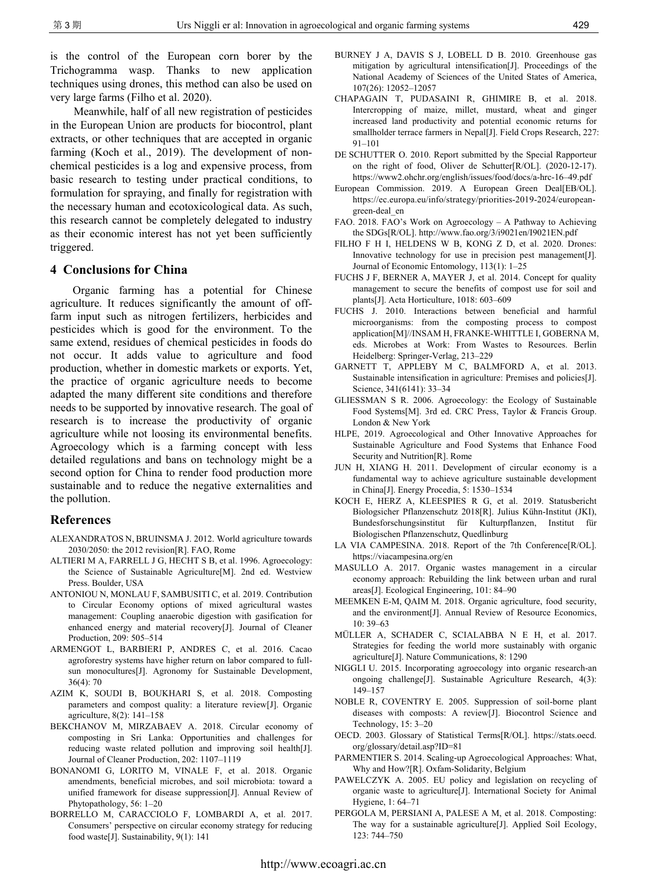is the control of the European corn borer by the Trichogramma wasp. Thanks to new application techniques using drones, this method can also be used on very large farms (Filho et al. 2020).

Meanwhile, half of all new registration of pesticides in the European Union are products for biocontrol, plant extracts, or other techniques that are accepted in organic farming (Koch et al., 2019). The development of non-chemical pesticides is a log and expensive process, from basic research to testing under practical conditions, to formulation for spraying, and finally for registration with the necessary human and ecotoxicological data. As such, this research cannot be completely delegated to industry as their economic interest has not yet been sufficiently triggered.

## 4 Conclusions for China

Organic farming has a potential for Chinese agriculture. It reduces significantly the amount of off-farm input such as nitrogen fertilizers, herbicides and pesticides which is good for the environment. To the same extend, residues of chemical pesticides in foods do not occur. It adds value to agriculture and food production, whether in domestic markets or exports. Yet, the practice of organic agriculture needs to become adapted the many different site conditions and therefore needs to be supported by innovative research. The goal of research is to increase the productivity of organic agriculture while not loosing its environmental benefits. Agroecology which is a farming concept with less detailed regulations and bans on technology might be a second option for China to render food production more sustainable and to reduce the negative externalities and the pollution.

## References

ALEXANDRATOS N, BRUINSMA J. 2012. World agriculture towards 2030/2050: the 2012 revision[R]. FAO, Rome

ALTIERI M A, FARRELL J G, HECHT S B, et al. 1996. Agroecology: the Science of Sustainable Agriculture[M]. 2nd ed. Westview Press. Boulder, USA

ANTONIOU N, MONLAU F, SAMBUSITI C, et al. 2019. Contribution to Circular Economy options of mixed agricultural wastes management: Coupling anaerobic digestion with gasification for enhanced energy and material recovery[J]. Journal of Cleaner Production, 209: 505–514

ARMENGOT L, BARBIERI P, ANDRES C, et al. 2016. Cacao agroforestry systems have higher return on labor compared to full-sun monocultures[J]. Agronomy for Sustainable Development, 36(4): 70

AZIM K, SOUDI B, BOUKHARI S, et al. 2018. Composting parameters and compost quality: a literature review[J]. Organic agriculture, 8(2): 141–158

BEKCHANOV M, MIRZABAEV A. 2018. Circular economy of composting in Sri Lanka: Opportunities and challenges for reducing waste related pollution and improving soil health[J]. Journal of Cleaner Production, 202: 1107–1119

BONANOMI G, LORITO M, VINALE F, et al. 2018. Organic amendments, beneficial microbes, and soil microbiota: toward a unified framework for disease suppression[J]. Annual Review of Phytopathology, 56: 1–20

BORRELLO M, CARACCIOLO F, LOMBARDI A, et al. 2017. Consumers' perspective on circular economy strategy for reducing food waste[J]. Sustainability, 9(1): 141

BURNEY J A, DAVIS S J, LOBELL D B. 2010. Greenhouse gas mitigation by agricultural intensification[J]. Proceedings of the National Academy of Sciences of the United States of America, 107(26): 12052–12057

CHAPAGAIN T, PUDASAINI R, GHIMIRE B, et al. 2018. Intercropping of maize, millet, mustard, wheat and ginger increased land productivity and potential economic returns for smallholder terrace farmers in Nepal[J]. Field Crops Research, 227: 91–101

DE SCHUTTER O. 2010. Report submitted by the Special Rapporteur on the right of food, Oliver de Schutter[R/OL]. (2020-12-17). https://www2.ohchr.org/english/issues/food/docs/a-hrc-16–49.pdf

European Commission. 2019. A European Green Deal[EB/OL]. https://ec.europa.eu/info/strategy/priorities-2019-2024/european-green-deal_en

FAO. 2018. FAO's Work on Agroecology – A Pathway to Achieving the SDGs[R/OL]. http://www.fao.org/3/i9021en/I9021EN.pdf

FILHO F H I, HELDENS W B, KONG Z D, et al. 2020. Drones: Innovative technology for use in precision pest management[J]. Journal of Economic Entomology, 113(1): 1–25

FUCHS J F, BERNER A, MAYER J, et al. 2014. Concept for quality management to secure the benefits of compost use for soil and plants[J]. Acta Horticulture, 1018: 603–609

FUCHS J. 2010. Interactions between beneficial and harmful microorganisms: from the composting process to compost application[M]//INSAM H, FRANKE-WHITTLE I, GOBERNA M, eds. Microbes at Work: From Wastes to Resources. Berlin Heidelberg: Springer-Verlag, 213–229

GARNETT T, APPLEBY M C, BALMFORD A, et al. 2013. Sustainable intensification in agriculture: Premises and policies[J]. Science, 341(6141): 33–34

GLIESSMAN S R. 2006. Agroecology: the Ecology of Sustainable Food Systems[M]. 3rd ed. CRC Press, Taylor & Francis Group. London & New York

HLPE, 2019. Agroecological and Other Innovative Approaches for Sustainable Agriculture and Food Systems that Enhance Food Security and Nutrition[R]. Rome

JUN H, XIANG H. 2011. Development of circular economy is a fundamental way to achieve agriculture sustainable development in China[J]. Energy Procedia, 5: 1530–1534

KOCH E, HERZ A, KLEESPIES R G, et al. 2019. Statusbericht Biologsicher Pflanzenschutz 2018[R]. Julius Kühn-Institut (JKI), Bundesforschungsinstitut für Kulturpflanzen, Institut für Biologischen Pflanzenschutz, Quedlinburg

LA VIA CAMPESINA. 2018. Report of the 7th Conference[R/OL]. https://viacampesina.org/en

MASULLO A. 2017. Organic wastes management in a circular economy approach: Rebuilding the link between urban and rural areas[J]. Ecological Engineering, 101: 84–90

MEEMKEN E-M, QAIM M. 2018. Organic agriculture, food security, and the environment[J]. Annual Review of Resource Economics, 10: 39–63

MÜLLER A, SCHADER C, SCIALABBA N E H, et al. 2017. Strategies for feeding the world more sustainably with organic agriculture[J]. Nature Communications, 8: 1290

NIGGLI U. 2015. Incorporating agroecology into organic research-an ongoing challenge[J]. Sustainable Agriculture Research, 4(3): 149–157

NOBLE R, COVENTRY E. 2005. Suppression of soil-borne plant diseases with composts: A review[J]. Biocontrol Science and Technology, 15: 3–20

OECD. 2003. Glossary of Statistical Terms[R/OL]. https://stats.oecd.org/glossary/detail.asp?ID=81

PARMENTIER S. 2014. Scaling-up Agroecological Approaches: What, Why and How?[R]. Oxfam-Solidarity, Belgium

PAWELCZYK A. 2005. EU policy and legislation on recycling of organic waste to agriculture[J]. International Society for Animal Hygiene, 1: 64–71

PERGOLA M, PERSIANI A, PALESE A M, et al. 2018. Composting: The way for a sustainable agriculture[J]. Applied Soil Ecology, 123: 744–750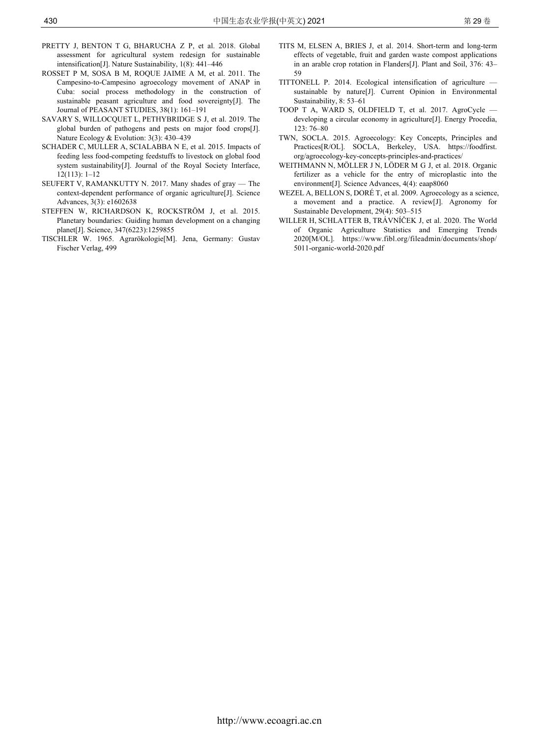PRETTY J, BENTON T G, BHARUCHA Z P, et al. 2018. Global assessment for agricultural system redesign for sustainable intensification[J]. Nature Sustainability, 1(8): 441–446

ROSSET P M, SOSA B M, ROQUE JAIME A M, et al. 2011. The Campesino-to-Campesino agroecology movement of ANAP in Cuba: social process methodology in the construction of sustainable peasant agriculture and food sovereignty[J]. The Journal of PEASANT STUDIES, 38(1): 161–191

SAVARY S, WILLOCQUET L, PETHYBRIDGE S J, et al. 2019. The global burden of pathogens and pests on major food crops[J]. Nature Ecology & Evolution: 3(3): 430–439

SCHADER C, MULLER A, SCIALABBA N E, et al. 2015. Impacts of feeding less food-competing feedstuffs to livestock on global food system sustainability[J]. Journal of the Royal Society Interface, 12(113): 1–12

SEUFERT V, RAMANKUTTY N. 2017. Many shades of gray — The context-dependent performance of organic agriculture[J]. Science Advances, 3(3): e1602638

STEFFEN W, RICHARDSON K, ROCKSTRÖM J, et al. 2015. Planetary boundaries: Guiding human development on a changing planet[J]. Science, 347(6223):1259855

TISCHLER W. 1965. Agrarökologie[M]. Jena, Germany: Gustav Fischer Verlag, 499

TITS M, ELSEN A, BRIES J, et al. 2014. Short-term and long-term effects of vegetable, fruit and garden waste compost applications in an arable crop rotation in Flanders[J]. Plant and Soil, 376: 43–59

TITTONELL P. 2014. Ecological intensification of agriculture — sustainable by nature[J]. Current Opinion in Environmental Sustainability, 8: 53–61

TOOP T A, WARD S, OLDFIELD T, et al. 2017. AgroCycle — developing a circular economy in agriculture[J]. Energy Procedia, 123: 76–80

TWN, SOCLA. 2015. Agroecology: Key Concepts, Principles and Practices[R/OL]. SOCLA, Berkeley, USA. https://foodfirst.org/agroecology-key-concepts-principles-and-practices/

WEITHMANN N, MÖLLER J N, LÖDER M G J, et al. 2018. Organic fertilizer as a vehicle for the entry of microplastic into the environment[J]. Science Advances, 4(4): eaap8060

WEZEL A, BELLON S, DORÉ T, et al. 2009. Agroecology as a science, a movement and a practice. A review[J]. Agronomy for Sustainable Development, 29(4): 503–515

WILLER H, SCHLATTER B, TRÁVNÍČEK J, et al. 2020. The World of Organic Agriculture Statistics and Emerging Trends 2020[M/OL]. https://www.fibl.org/fileadmin/documents/shop/5011-organic-world-2020.pdf